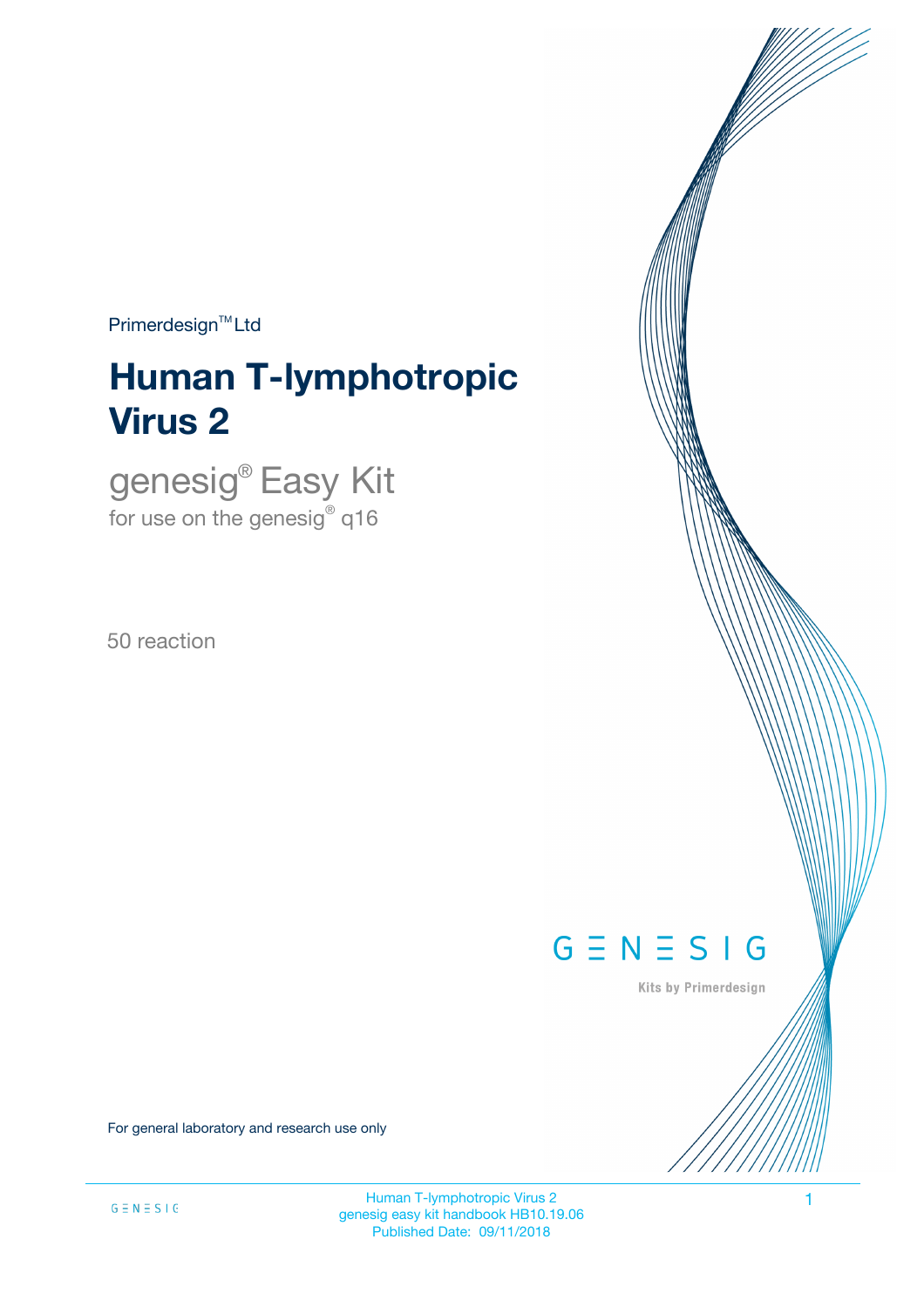Primerdesign™ Ltd

# Human T-lymphotropic Virus 2

## genesig® Easy Kit

for use on the genesig® q16

50 reaction

GENESIG

Kits by Primerdesign

For general laboratory and research use only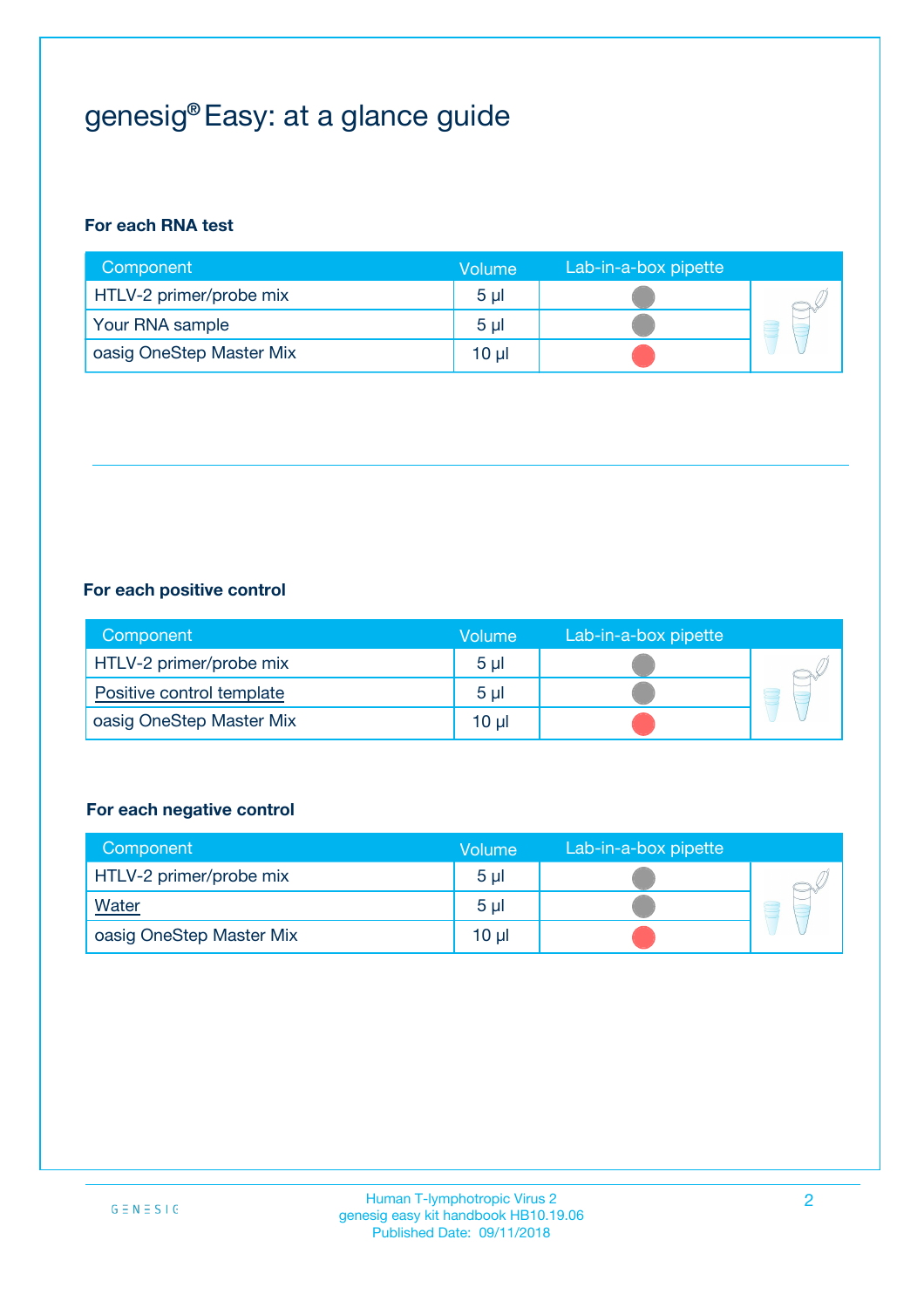# genesig® Easy: at a glance guide

**For each RNA test**

| Component | Volume | Lab-in-a-box pipette |
|---|---|---|
| HTLV-2 primer/probe mix | 5 µl | |
| Your RNA sample | 5 µl | |
| oasig OneStep Master Mix | 10 µl | |

**For each positive control**

| Component | Volume | Lab-in-a-box pipette |
|---|---|---|
| HTLV-2 primer/probe mix | 5 µl | |
| Positive control template | 5 µl | |
| oasig OneStep Master Mix | 10 µl | |

**For each negative control**

| Component | Volume | Lab-in-a-box pipette |
|---|---|---|
| HTLV-2 primer/probe mix | 5 µl | |
| Water | 5 µl | |
| oasig OneStep Master Mix | 10 µl | |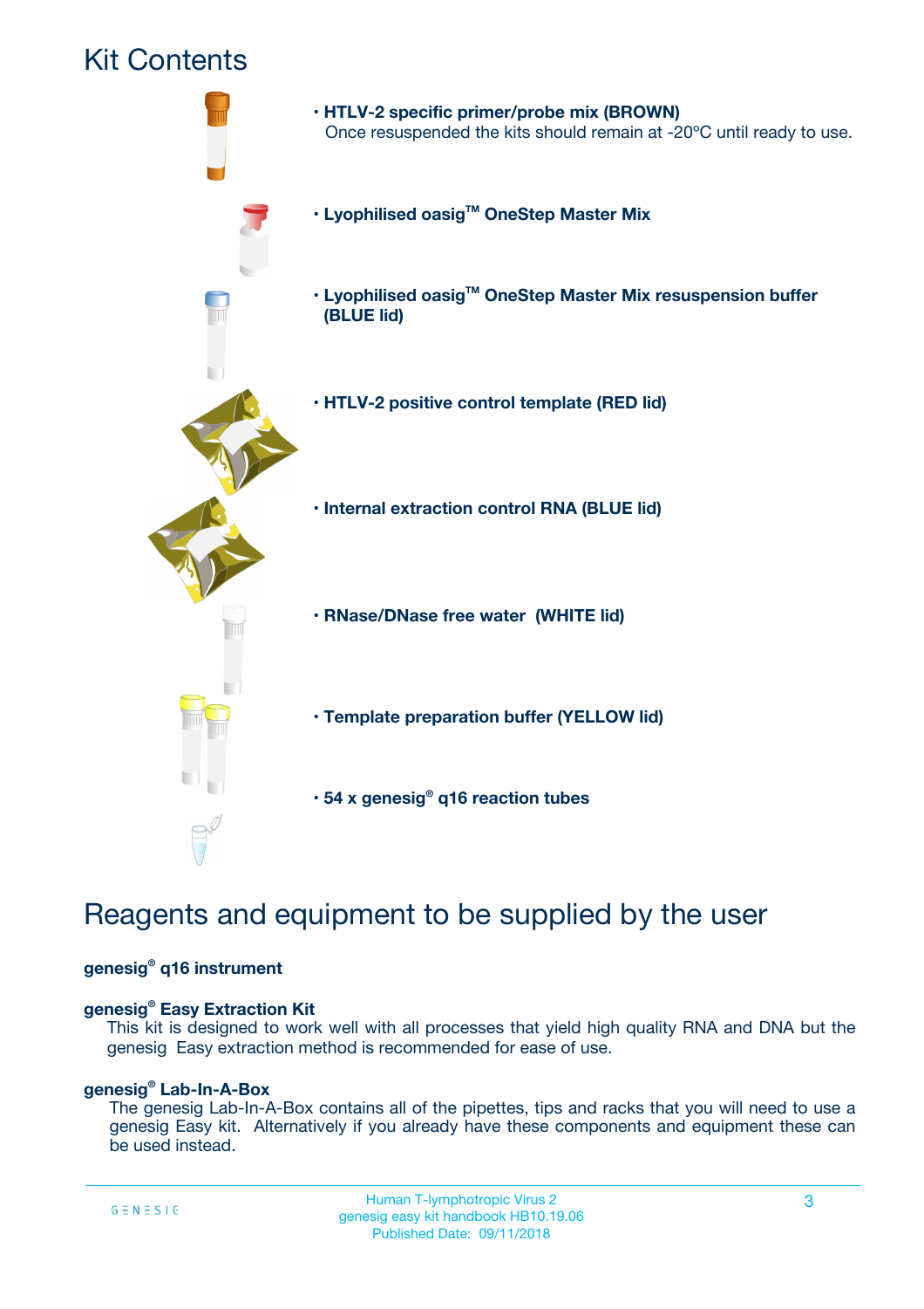# Kit Contents

- **HTLV-2 specific primer/probe mix (BROWN)**
  Once resuspended the kits should remain at -20ºC until ready to use.
- **Lyophilised oasig™ OneStep Master Mix**
- **Lyophilised oasig™ OneStep Master Mix resuspension buffer (BLUE lid)**
- **HTLV-2 positive control template (RED lid)**
- **Internal extraction control RNA (BLUE lid)**
- **RNase/DNase free water (WHITE lid)**
- **Template preparation buffer (YELLOW lid)**
- **54 x genesig® q16 reaction tubes**

# Reagents and equipment to be supplied by the user

**genesig® q16 instrument**

**genesig® Easy Extraction Kit**
This kit is designed to work well with all processes that yield high quality RNA and DNA but the genesig Easy extraction method is recommended for ease of use.

**genesig® Lab-In-A-Box**
The genesig Lab-In-A-Box contains all of the pipettes, tips and racks that you will need to use a genesig Easy kit. Alternatively if you already have these components and equipment these can be used instead.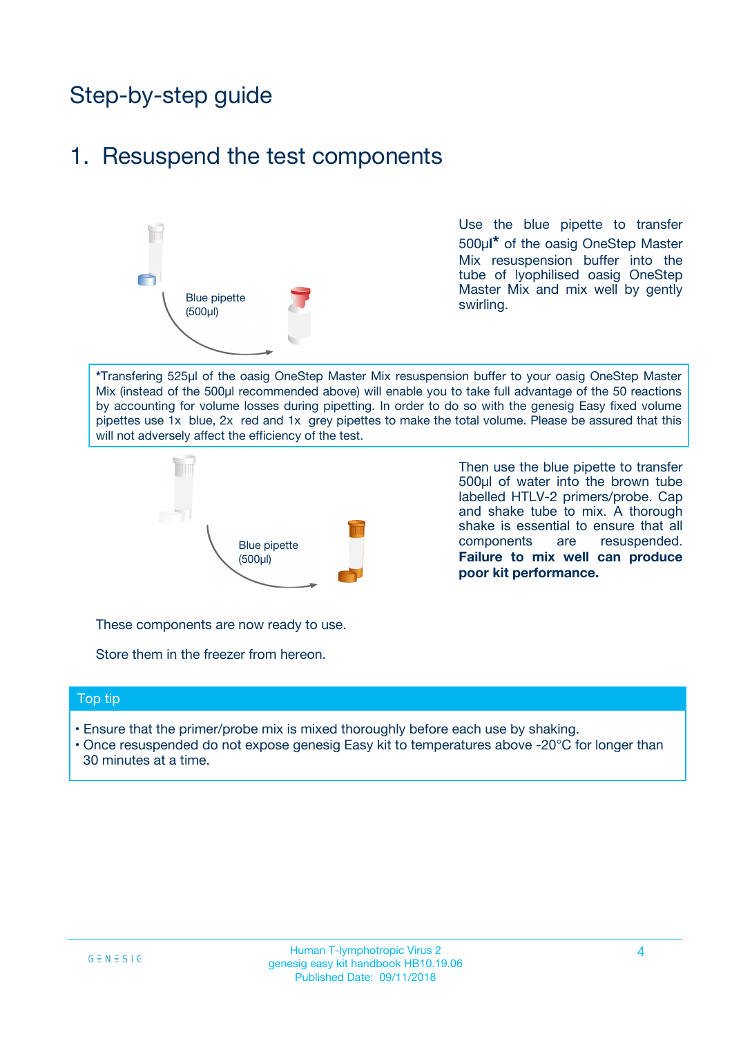# Step-by-step guide

## 1. Resuspend the test components

Blue pipette (500µl)

Use the blue pipette to transfer 500µl* of the oasig OneStep Master Mix resuspension buffer into the tube of lyophilised oasig OneStep Master Mix and mix well by gently swirling.

*Transfering 525µl of the oasig OneStep Master Mix resuspension buffer to your oasig OneStep Master Mix (instead of the 500µl recommended above) will enable you to take full advantage of the 50 reactions by accounting for volume losses during pipetting. In order to do so with the genesig Easy fixed volume pipettes use 1x blue, 2x red and 1x grey pipettes to make the total volume. Please be assured that this will not adversely affect the efficiency of the test.

Blue pipette (500µl)

Then use the blue pipette to transfer 500µl of water into the brown tube labelled HTLV-2 primers/probe. Cap and shake tube to mix. A thorough shake is essential to ensure that all components are resuspended. **Failure to mix well can produce poor kit performance.**

These components are now ready to use.

Store them in the freezer from hereon.

### Top tip

- Ensure that the primer/probe mix is mixed thoroughly before each use by shaking.
- Once resuspended do not expose genesig Easy kit to temperatures above -20°C for longer than 30 minutes at a time.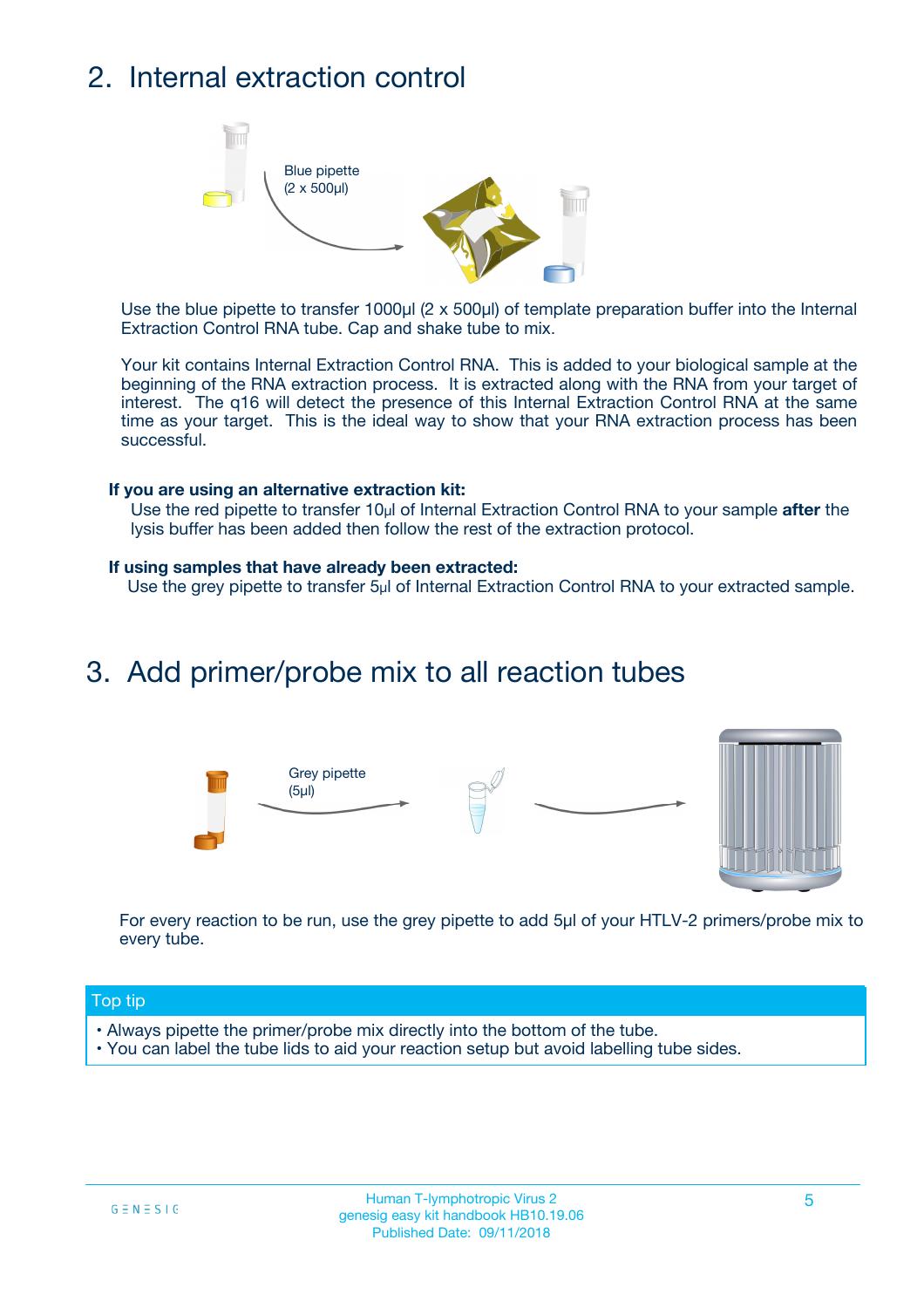## 2. Internal extraction control

Blue pipette
(2 x 500µl)

Use the blue pipette to transfer 1000µl (2 x 500µl) of template preparation buffer into the Internal Extraction Control RNA tube. Cap and shake tube to mix.

Your kit contains Internal Extraction Control RNA. This is added to your biological sample at the beginning of the RNA extraction process. It is extracted along with the RNA from your target of interest. The q16 will detect the presence of this Internal Extraction Control RNA at the same time as your target. This is the ideal way to show that your RNA extraction process has been successful.

**If you are using an alternative extraction kit:**
Use the red pipette to transfer 10µl of Internal Extraction Control RNA to your sample **after** the lysis buffer has been added then follow the rest of the extraction protocol.

**If using samples that have already been extracted:**
Use the grey pipette to transfer 5µl of Internal Extraction Control RNA to your extracted sample.

## 3. Add primer/probe mix to all reaction tubes

Grey pipette
(5µl)

For every reaction to be run, use the grey pipette to add 5µl of your HTLV-2 primers/probe mix to every tube.

**Top tip**

- Always pipette the primer/probe mix directly into the bottom of the tube.
- You can label the tube lids to aid your reaction setup but avoid labelling tube sides.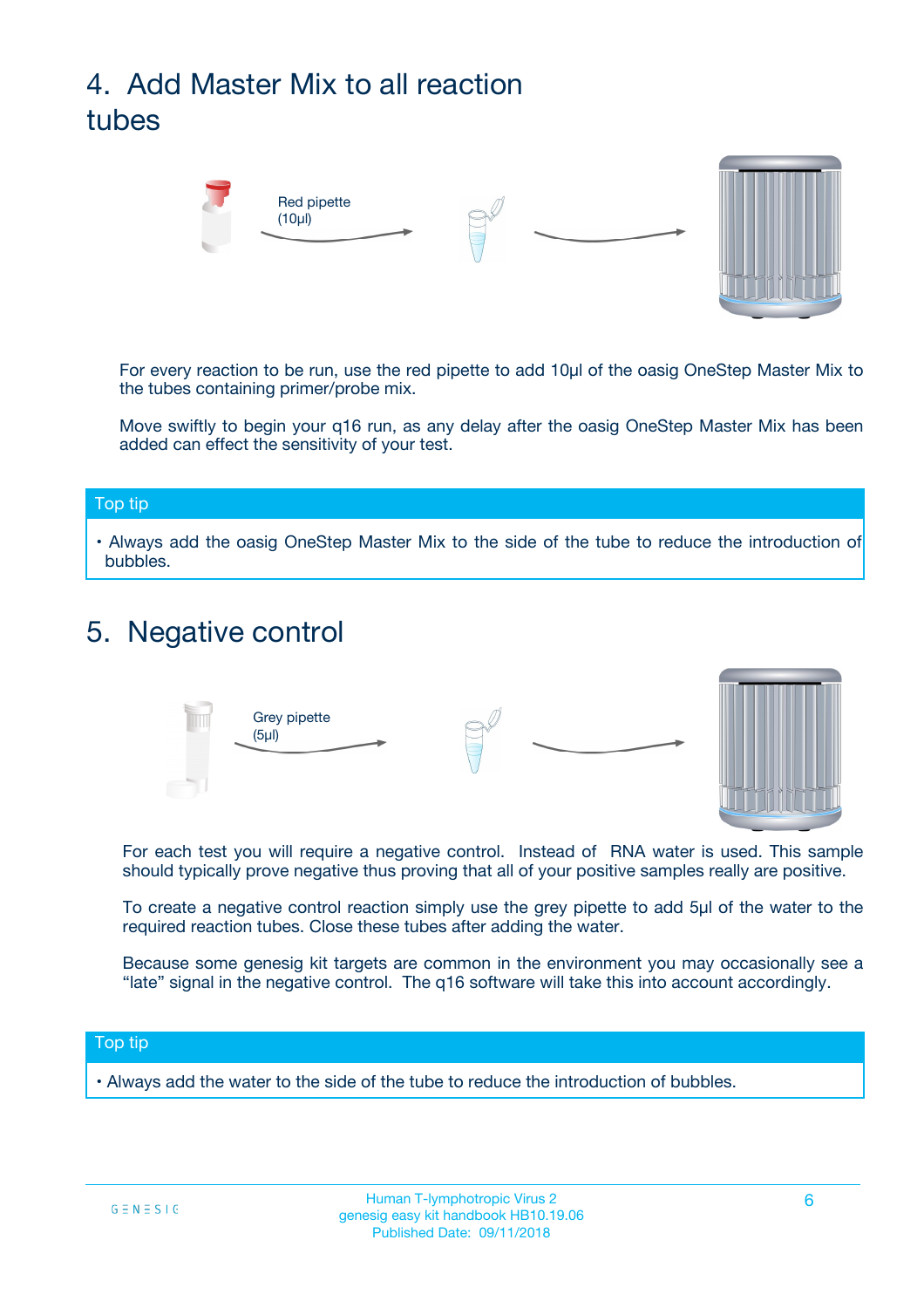## 4. Add Master Mix to all reaction tubes

Red pipette (10µl)

For every reaction to be run, use the red pipette to add 10µl of the oasig OneStep Master Mix to the tubes containing primer/probe mix.

Move swiftly to begin your q16 run, as any delay after the oasig OneStep Master Mix has been added can effect the sensitivity of your test.

**Top tip**

- Always add the oasig OneStep Master Mix to the side of the tube to reduce the introduction of bubbles.

## 5. Negative control

Grey pipette (5µl)

For each test you will require a negative control. Instead of RNA water is used. This sample should typically prove negative thus proving that all of your positive samples really are positive.

To create a negative control reaction simply use the grey pipette to add 5µl of the water to the required reaction tubes. Close these tubes after adding the water.

Because some genesig kit targets are common in the environment you may occasionally see a "late" signal in the negative control. The q16 software will take this into account accordingly.

**Top tip**

- Always add the water to the side of the tube to reduce the introduction of bubbles.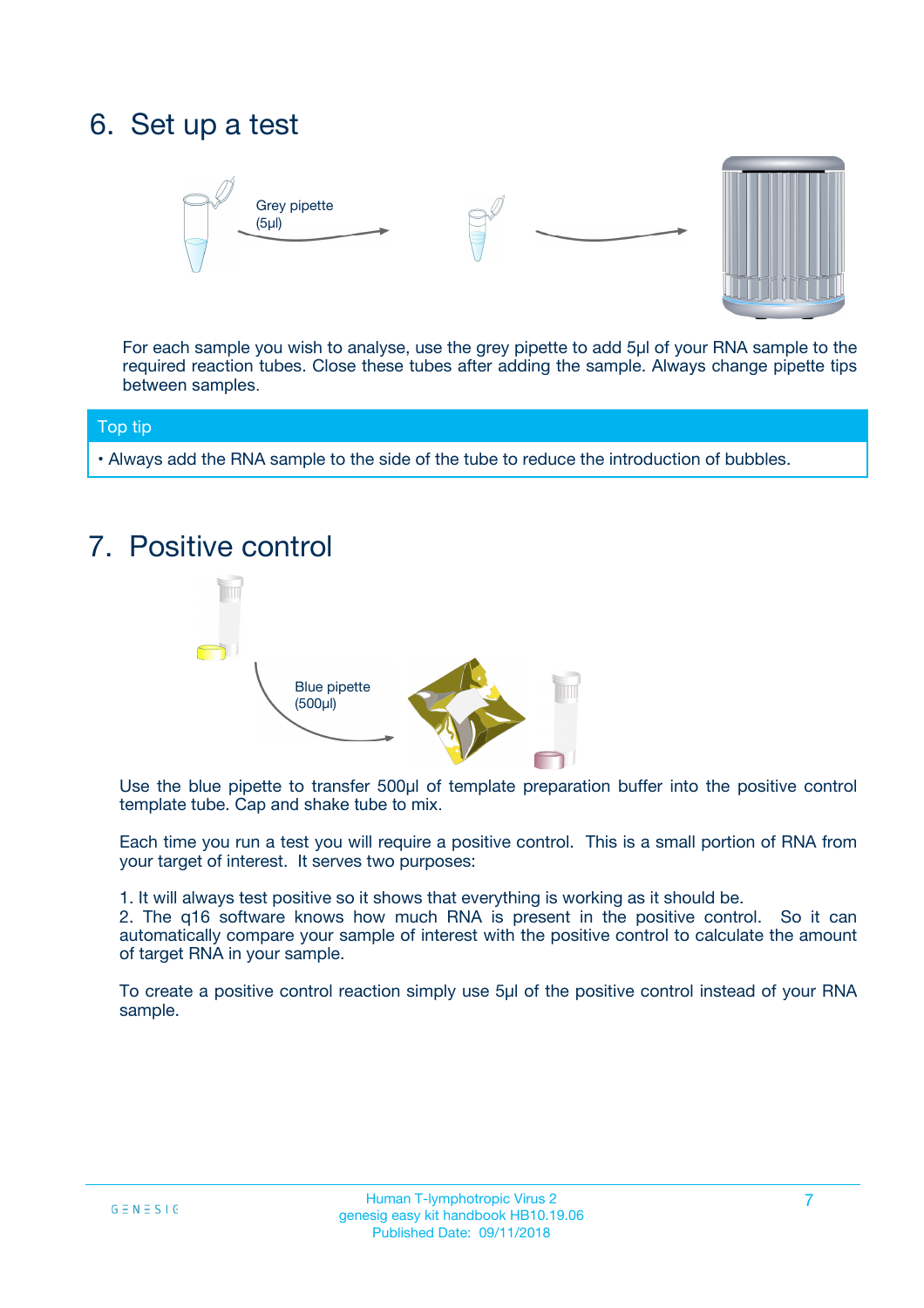## 6. Set up a test

Grey pipette (5µl)

For each sample you wish to analyse, use the grey pipette to add 5µl of your RNA sample to the required reaction tubes. Close these tubes after adding the sample. Always change pipette tips between samples.

**Top tip**

- Always add the RNA sample to the side of the tube to reduce the introduction of bubbles.

## 7. Positive control

Blue pipette (500µl)

Use the blue pipette to transfer 500µl of template preparation buffer into the positive control template tube. Cap and shake tube to mix.

Each time you run a test you will require a positive control. This is a small portion of RNA from your target of interest. It serves two purposes:

1. It will always test positive so it shows that everything is working as it should be.
2. The q16 software knows how much RNA is present in the positive control. So it can automatically compare your sample of interest with the positive control to calculate the amount of target RNA in your sample.

To create a positive control reaction simply use 5µl of the positive control instead of your RNA sample.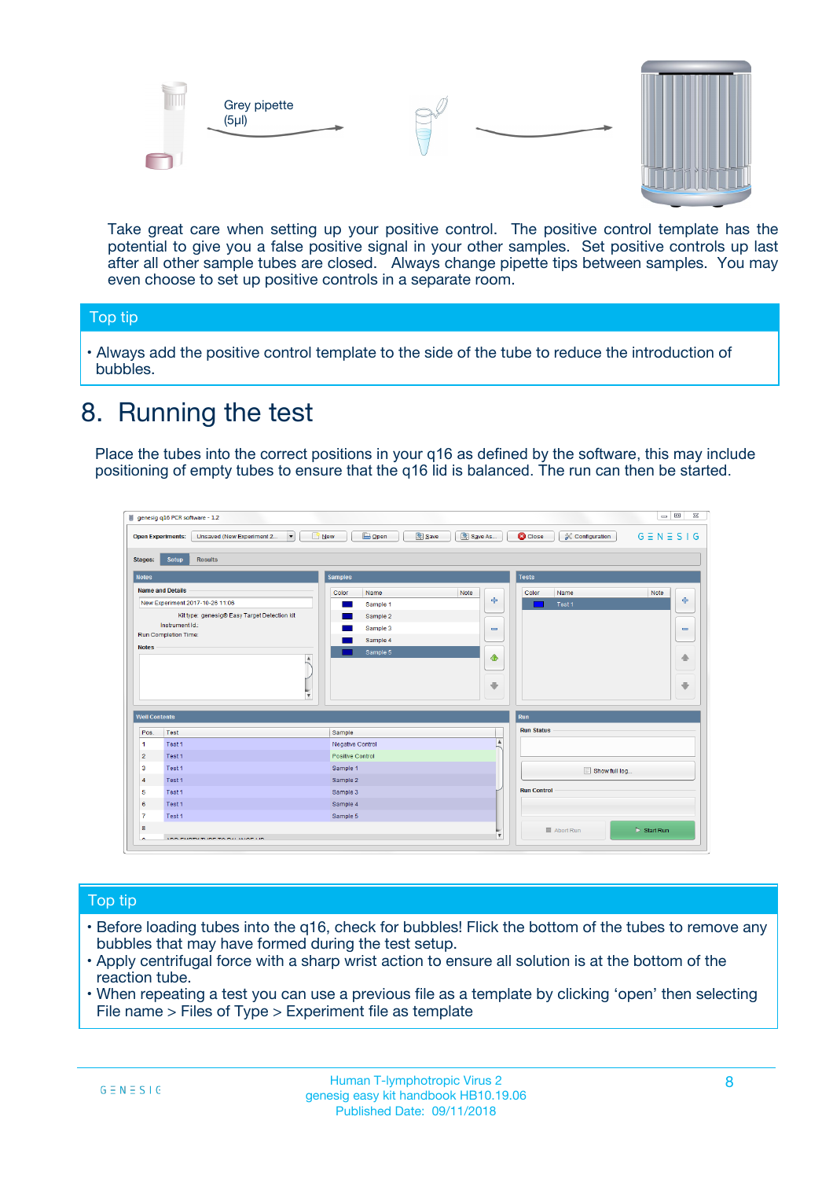Grey pipette
(5µl)

Take great care when setting up your positive control. The positive control template has the potential to give you a false positive signal in your other samples. Set positive controls up last after all other sample tubes are closed. Always change pipette tips between samples. You may even choose to set up positive controls in a separate room.

## Top tip

- Always add the positive control template to the side of the tube to reduce the introduction of bubbles.

# 8. Running the test

Place the tubes into the correct positions in your q16 as defined by the software, this may include positioning of empty tubes to ensure that the q16 lid is balanced. The run can then be started.

## Top tip

- Before loading tubes into the q16, check for bubbles! Flick the bottom of the tubes to remove any bubbles that may have formed during the test setup.
- Apply centrifugal force with a sharp wrist action to ensure all solution is at the bottom of the reaction tube.
- When repeating a test you can use a previous file as a template by clicking 'open' then selecting File name > Files of Type > Experiment file as template

Human T-lymphotropic Virus 2
genesig easy kit handbook HB10.19.06
Published Date: 09/11/2018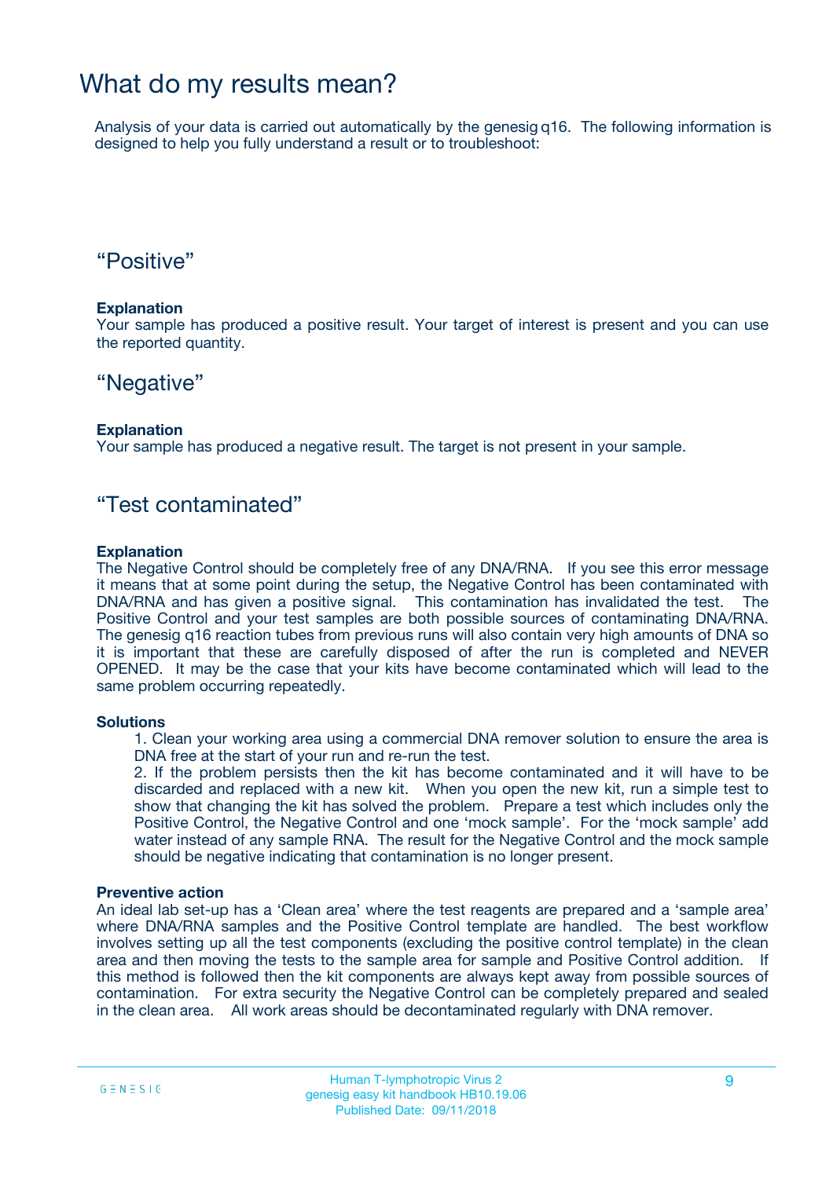# What do my results mean?

Analysis of your data is carried out automatically by the genesig q16. The following information is designed to help you fully understand a result or to troubleshoot:

## “Positive”

**Explanation**

Your sample has produced a positive result. Your target of interest is present and you can use the reported quantity.

## “Negative”

**Explanation**

Your sample has produced a negative result. The target is not present in your sample.

## “Test contaminated”

**Explanation**

The Negative Control should be completely free of any DNA/RNA. If you see this error message it means that at some point during the setup, the Negative Control has been contaminated with DNA/RNA and has given a positive signal. This contamination has invalidated the test. The Positive Control and your test samples are both possible sources of contaminating DNA/RNA. The genesig q16 reaction tubes from previous runs will also contain very high amounts of DNA so it is important that these are carefully disposed of after the run is completed and NEVER OPENED. It may be the case that your kits have become contaminated which will lead to the same problem occurring repeatedly.

**Solutions**

1. Clean your working area using a commercial DNA remover solution to ensure the area is DNA free at the start of your run and re-run the test.
2. If the problem persists then the kit has become contaminated and it will have to be discarded and replaced with a new kit. When you open the new kit, run a simple test to show that changing the kit has solved the problem. Prepare a test which includes only the Positive Control, the Negative Control and one ‘mock sample’. For the ‘mock sample’ add water instead of any sample RNA. The result for the Negative Control and the mock sample should be negative indicating that contamination is no longer present.

**Preventive action**

An ideal lab set-up has a ‘Clean area’ where the test reagents are prepared and a ‘sample area’ where DNA/RNA samples and the Positive Control template are handled. The best workflow involves setting up all the test components (excluding the positive control template) in the clean area and then moving the tests to the sample area for sample and Positive Control addition. If this method is followed then the kit components are always kept away from possible sources of contamination. For extra security the Negative Control can be completely prepared and sealed in the clean area. All work areas should be decontaminated regularly with DNA remover.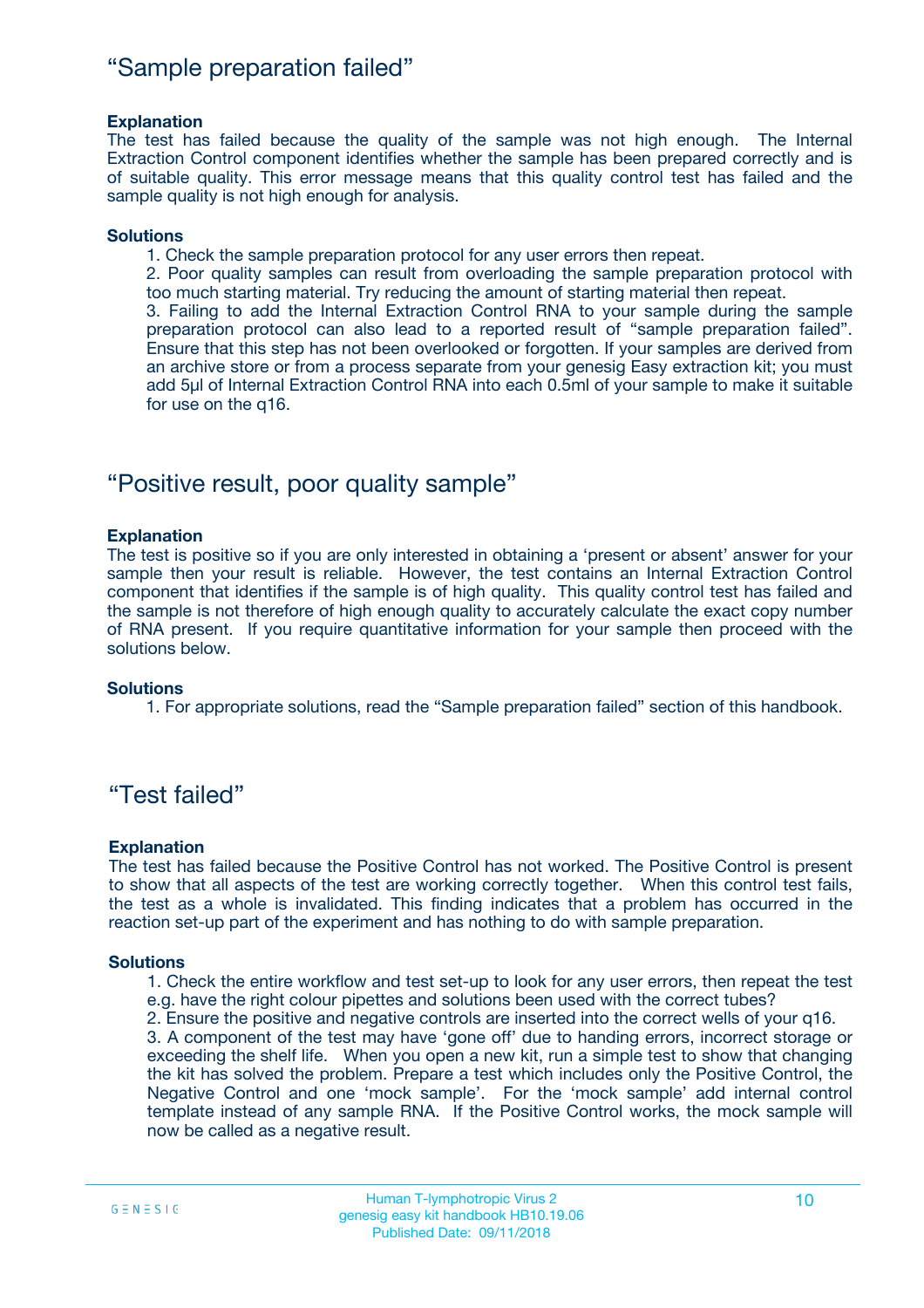## "Sample preparation failed"

**Explanation**
The test has failed because the quality of the sample was not high enough. The Internal Extraction Control component identifies whether the sample has been prepared correctly and is of suitable quality. This error message means that this quality control test has failed and the sample quality is not high enough for analysis.

**Solutions**

1. Check the sample preparation protocol for any user errors then repeat.
2. Poor quality samples can result from overloading the sample preparation protocol with too much starting material. Try reducing the amount of starting material then repeat.
3. Failing to add the Internal Extraction Control RNA to your sample during the sample preparation protocol can also lead to a reported result of "sample preparation failed". Ensure that this step has not been overlooked or forgotten. If your samples are derived from an archive store or from a process separate from your genesig Easy extraction kit; you must add 5µl of Internal Extraction Control RNA into each 0.5ml of your sample to make it suitable for use on the q16.

## "Positive result, poor quality sample"

**Explanation**
The test is positive so if you are only interested in obtaining a 'present or absent' answer for your sample then your result is reliable. However, the test contains an Internal Extraction Control component that identifies if the sample is of high quality. This quality control test has failed and the sample is not therefore of high enough quality to accurately calculate the exact copy number of RNA present. If you require quantitative information for your sample then proceed with the solutions below.

**Solutions**

1. For appropriate solutions, read the "Sample preparation failed" section of this handbook.

## "Test failed"

**Explanation**
The test has failed because the Positive Control has not worked. The Positive Control is present to show that all aspects of the test are working correctly together. When this control test fails, the test as a whole is invalidated. This finding indicates that a problem has occurred in the reaction set-up part of the experiment and has nothing to do with sample preparation.

**Solutions**

1. Check the entire workflow and test set-up to look for any user errors, then repeat the test e.g. have the right colour pipettes and solutions been used with the correct tubes?
2. Ensure the positive and negative controls are inserted into the correct wells of your q16.
3. A component of the test may have 'gone off' due to handing errors, incorrect storage or exceeding the shelf life. When you open a new kit, run a simple test to show that changing the kit has solved the problem. Prepare a test which includes only the Positive Control, the Negative Control and one 'mock sample'. For the 'mock sample' add internal control template instead of any sample RNA. If the Positive Control works, the mock sample will now be called as a negative result.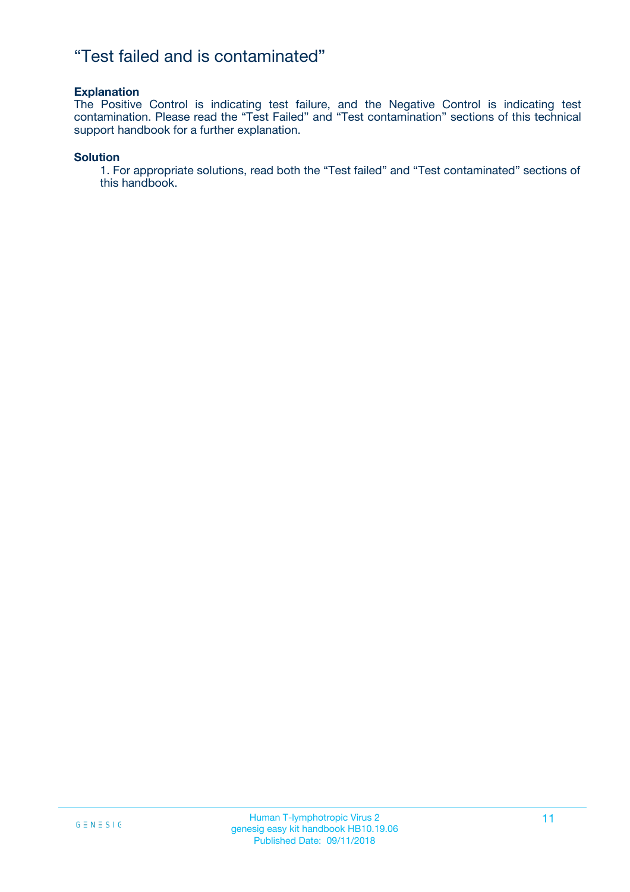# “Test failed and is contaminated”

**Explanation**

The Positive Control is indicating test failure, and the Negative Control is indicating test contamination. Please read the “Test Failed” and “Test contamination” sections of this technical support handbook for a further explanation.

**Solution**

1. For appropriate solutions, read both the “Test failed” and “Test contaminated” sections of this handbook.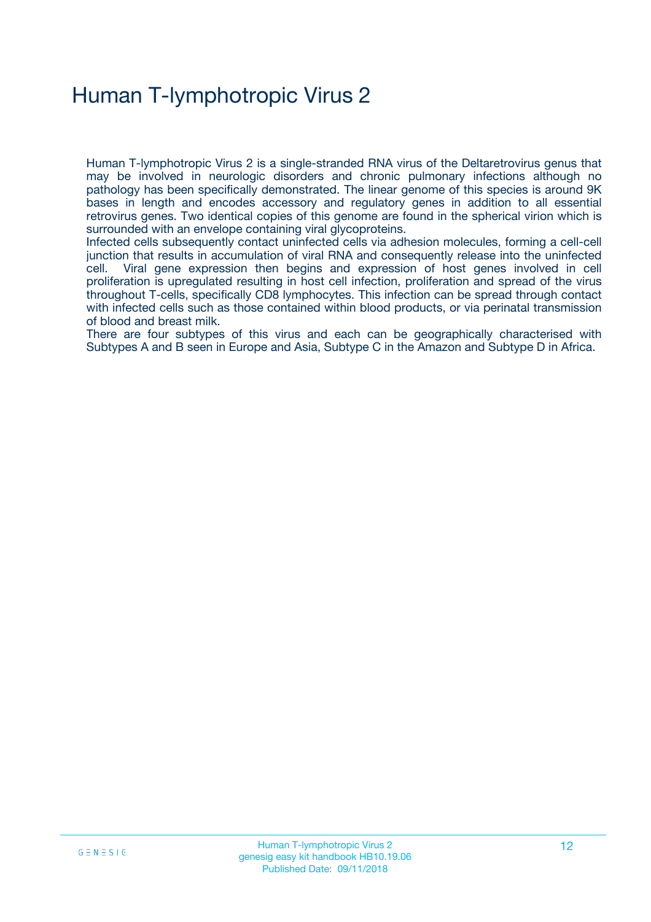# Human T-lymphotropic Virus 2

Human T-lymphotropic Virus 2 is a single-stranded RNA virus of the Deltaretrovirus genus that may be involved in neurologic disorders and chronic pulmonary infections although no pathology has been specifically demonstrated. The linear genome of this species is around 9K bases in length and encodes accessory and regulatory genes in addition to all essential retrovirus genes. Two identical copies of this genome are found in the spherical virion which is surrounded with an envelope containing viral glycoproteins.

Infected cells subsequently contact uninfected cells via adhesion molecules, forming a cell-cell junction that results in accumulation of viral RNA and consequently release into the uninfected cell. Viral gene expression then begins and expression of host genes involved in cell proliferation is upregulated resulting in host cell infection, proliferation and spread of the virus throughout T-cells, specifically CD8 lymphocytes. This infection can be spread through contact with infected cells such as those contained within blood products, or via perinatal transmission of blood and breast milk.

There are four subtypes of this virus and each can be geographically characterised with Subtypes A and B seen in Europe and Asia, Subtype C in the Amazon and Subtype D in Africa.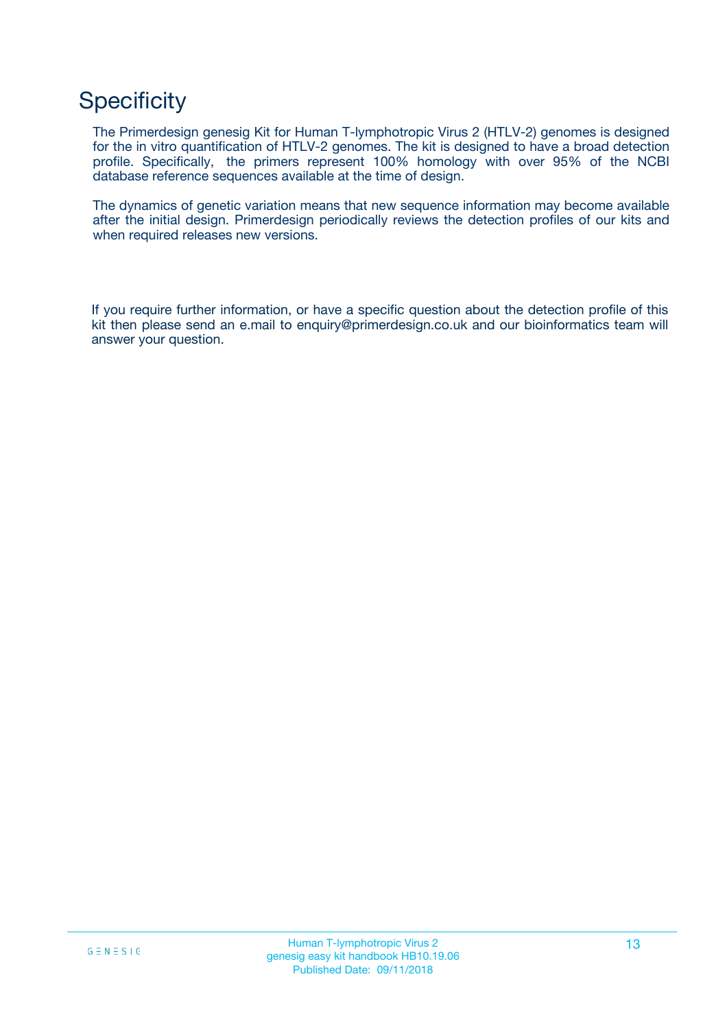# Specificity

The Primerdesign genesig Kit for Human T-lymphotropic Virus 2 (HTLV-2) genomes is designed for the in vitro quantification of HTLV-2 genomes. The kit is designed to have a broad detection profile. Specifically, the primers represent 100% homology with over 95% of the NCBI database reference sequences available at the time of design.

The dynamics of genetic variation means that new sequence information may become available after the initial design. Primerdesign periodically reviews the detection profiles of our kits and when required releases new versions.

If you require further information, or have a specific question about the detection profile of this kit then please send an e.mail to enquiry@primerdesign.co.uk and our bioinformatics team will answer your question.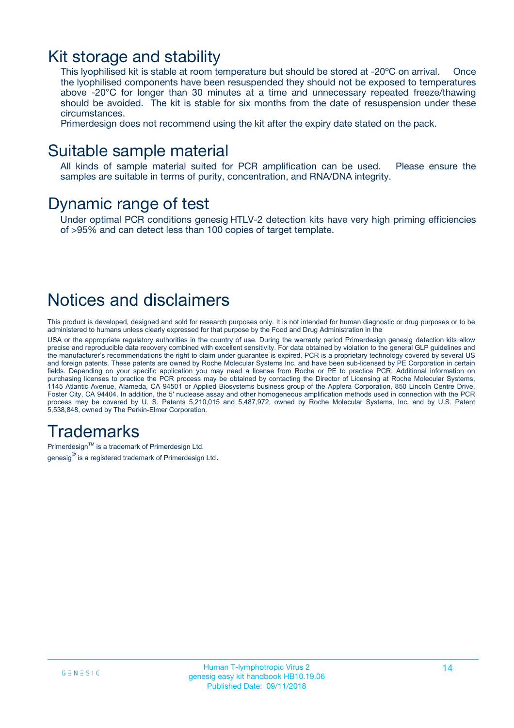## Kit storage and stability

This lyophilised kit is stable at room temperature but should be stored at -20ºC on arrival. Once the lyophilised components have been resuspended they should not be exposed to temperatures above -20°C for longer than 30 minutes at a time and unnecessary repeated freeze/thawing should be avoided. The kit is stable for six months from the date of resuspension under these circumstances.

Primerdesign does not recommend using the kit after the expiry date stated on the pack.

## Suitable sample material

All kinds of sample material suited for PCR amplification can be used. Please ensure the samples are suitable in terms of purity, concentration, and RNA/DNA integrity.

## Dynamic range of test

Under optimal PCR conditions genesig HTLV-2 detection kits have very high priming efficiencies of >95% and can detect less than 100 copies of target template.

## Notices and disclaimers

This product is developed, designed and sold for research purposes only. It is not intended for human diagnostic or drug purposes or to be administered to humans unless clearly expressed for that purpose by the Food and Drug Administration in the

USA or the appropriate regulatory authorities in the country of use. During the warranty period Primerdesign genesig detection kits allow precise and reproducible data recovery combined with excellent sensitivity. For data obtained by violation to the general GLP guidelines and the manufacturer's recommendations the right to claim under guarantee is expired. PCR is a proprietary technology covered by several US and foreign patents. These patents are owned by Roche Molecular Systems Inc. and have been sub-licensed by PE Corporation in certain fields. Depending on your specific application you may need a license from Roche or PE to practice PCR. Additional information on purchasing licenses to practice the PCR process may be obtained by contacting the Director of Licensing at Roche Molecular Systems, 1145 Atlantic Avenue, Alameda, CA 94501 or Applied Biosystems business group of the Applera Corporation, 850 Lincoln Centre Drive, Foster City, CA 94404. In addition, the 5' nuclease assay and other homogeneous amplification methods used in connection with the PCR process may be covered by U. S. Patents 5,210,015 and 5,487,972, owned by Roche Molecular Systems, Inc, and by U.S. Patent 5,538,848, owned by The Perkin-Elmer Corporation.

## Trademarks

Primerdesign™ is a trademark of Primerdesign Ltd.

genesig® is a registered trademark of Primerdesign Ltd.